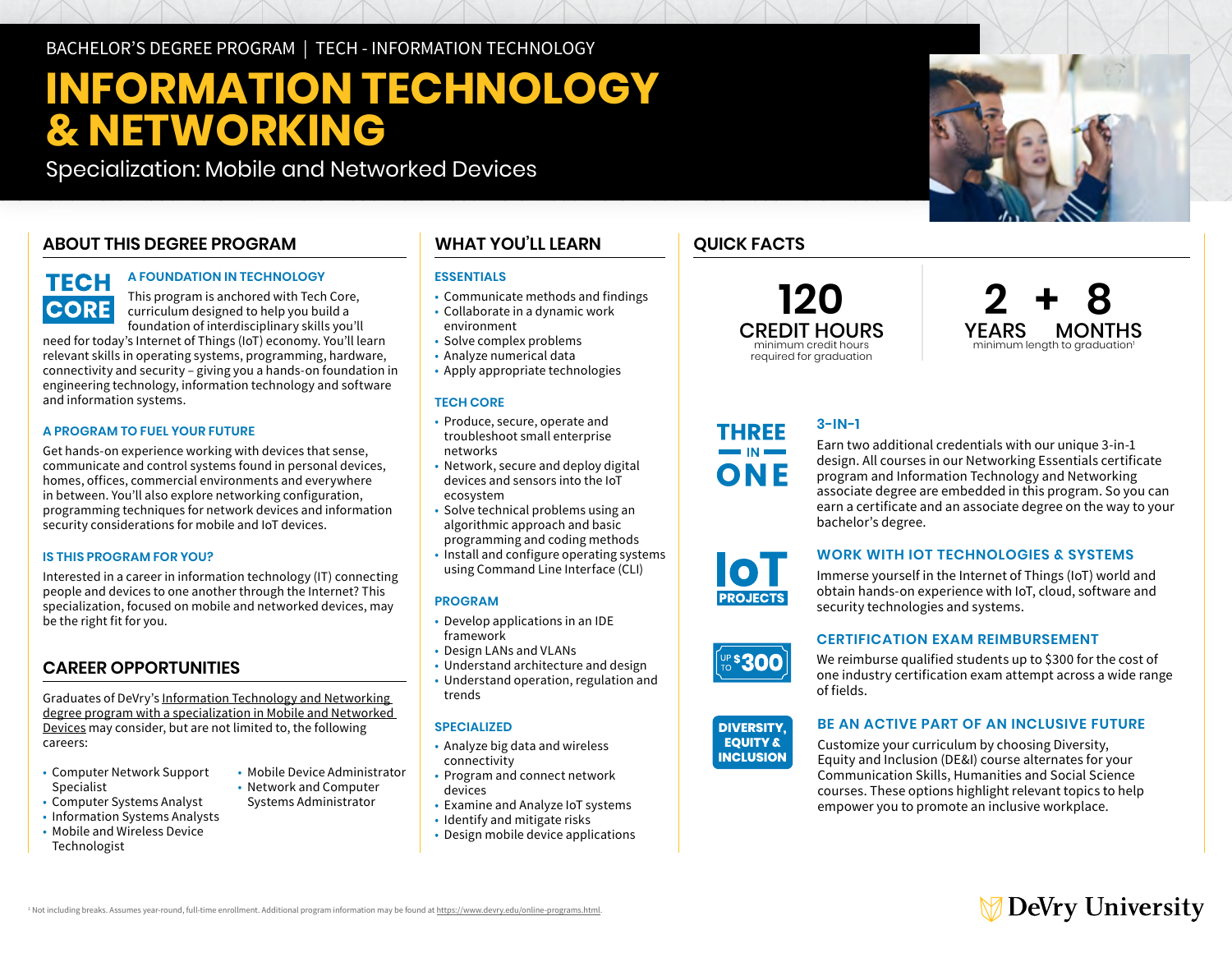BACHELOR'S DEGREE PROGRAM | TECH - INFORMATION TECHNOLOGY

# INFORMATION TECHNOLOGY & NETWORKING

Specialization: Mobile and Networked Devices

## ABOUT THIS DEGREE PROGRAM

TECH CORE

### A FOUNDATION IN TECHNOLOGY

This program is anchored with Tech Core, curriculum designed to help you build a foundation of interdisciplinary skills you'll need for today's Internet of Things (IoT) economy. You'll learn relevant skills in operating systems, programming, hardware, connectivity and security – giving you a hands-on foundation in engineering technology, information technology and software and information systems.

### A PROGRAM TO FUEL YOUR FUTURE

Get hands-on experience working with devices that sense, communicate and control systems found in personal devices, homes, offices, commercial environments and everywhere in between. You'll also explore networking configuration, programming techniques for network devices and information security considerations for mobile and IoT devices.

### IS THIS PROGRAM FOR YOU?

Interested in a career in information technology (IT) connecting people and devices to one another through the Internet? This specialization, focused on mobile and networked devices, may be the right fit for you.

## CAREER OPPORTUNITIES

Graduates of DeVry's Information Technology and Networking degree program with a specialization in Mobile and Networked Devices may consider, but are not limited to, the following careers:

- Computer Network Support Specialist
- Computer Systems Analyst
- Information Systems Analysts
- Mobile and Wireless Device Technologist
- Mobile Device Administrator
- Network and Computer Systems Administrator

## WHAT YOU'LL LEARN

### ESSENTIALS

- Communicate methods and findings
- Collaborate in a dynamic work environment
- Solve complex problems
- Analyze numerical data
- Apply appropriate technologies

### TECH CORE

- Produce, secure, operate and troubleshoot small enterprise networks
- Network, secure and deploy digital devices and sensors into the IoT ecosystem
- Solve technical problems using an algorithmic approach and basic programming and coding methods
- Install and configure operating systems using Command Line Interface (CLI)

### PROGRAM

- Develop applications in an IDE framework
- Design LANs and VLANs
- Understand architecture and design
- Understand operation, regulation and trends

### SPECIALIZED

- Analyze big data and wireless connectivity
- Program and connect network devices
- Examine and Analyze IoT systems
- Identify and mitigate risks
- Design mobile device applications

## QUICK FACTS

**120 CREDIT HOURS**
minimum credit hours required for graduation

**2 YEARS + 8 MONTHS**
minimum length to graduation[1]

### 3-IN-1

THREE IN ONE

Earn two additional credentials with our unique 3-in-1 design. All courses in our Networking Essentials certificate program and Information Technology and Networking associate degree are embedded in this program. So you can earn a certificate and an associate degree on the way to your bachelor's degree.

### WORK WITH IOT TECHNOLOGIES & SYSTEMS

IoT PROJECTS

Immerse yourself in the Internet of Things (IoT) world and obtain hands-on experience with IoT, cloud, software and security technologies and systems.

### CERTIFICATION EXAM REIMBURSEMENT

UP TO $300

We reimburse qualified students up to $300 for the cost of one industry certification exam attempt across a wide range of fields.

### BE AN ACTIVE PART OF AN INCLUSIVE FUTURE

DIVERSITY, EQUITY & INCLUSION

Customize your curriculum by choosing Diversity, Equity and Inclusion (DE&I) course alternates for your Communication Skills, Humanities and Social Science courses. These options highlight relevant topics to help empower you to promote an inclusive workplace.

[1] Not including breaks. Assumes year-round, full-time enrollment. Additional program information may be found at https://www.devry.edu/online-programs.html.

DeVry University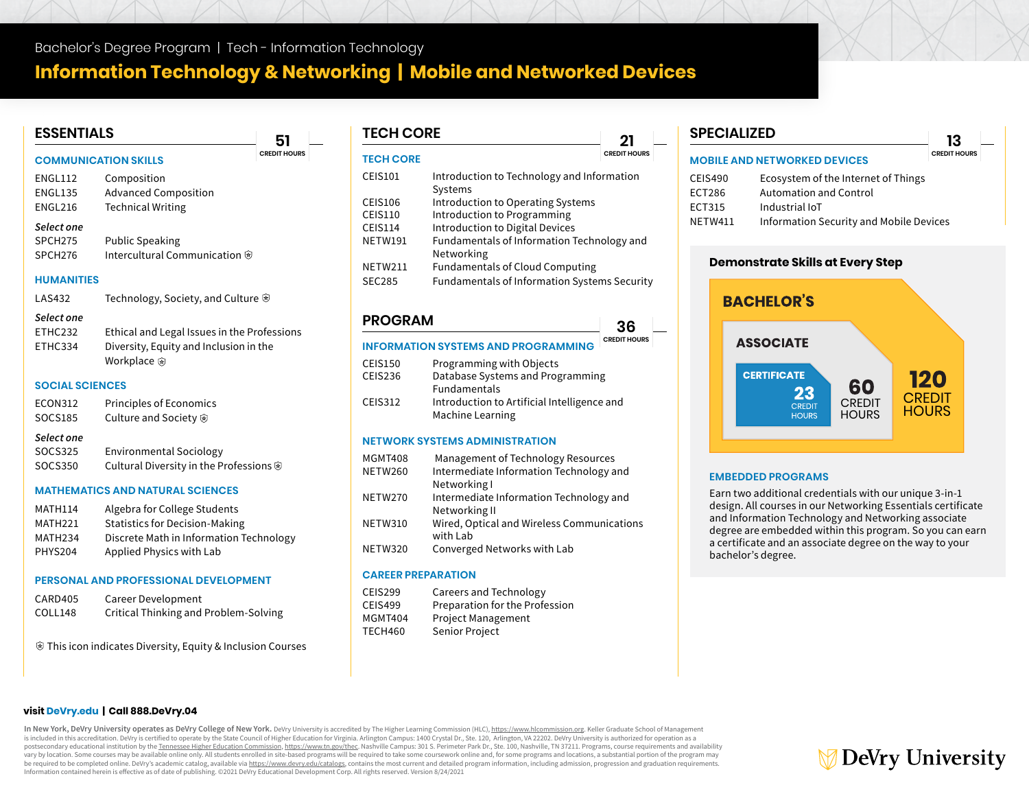Bachelor's Degree Program | Tech - Information Technology

# Information Technology & Networking | Mobile and Networked Devices

## ESSENTIALS

51 CREDIT HOURS

### COMMUNICATION SKILLS

| | |
|---|---|
| ENGL112 | Composition |
| ENGL135 | Advanced Composition |
| ENGL216 | Technical Writing |

*Select one*

| | |
|---|---|
| SPCH275 | Public Speaking |
| SPCH276 | Intercultural Communication ⊛ |

### HUMANITIES

| | |
|---|---|
| LAS432 | Technology, Society, and Culture ⊛ |

*Select one*

| | |
|---|---|
| ETHC232 | Ethical and Legal Issues in the Professions |
| ETHC334 | Diversity, Equity and Inclusion in the Workplace ⊛ |

### SOCIAL SCIENCES

| | |
|---|---|
| ECON312 | Principles of Economics |
| SOCS185 | Culture and Society ⊛ |

*Select one*

| | |
|---|---|
| SOCS325 | Environmental Sociology |
| SOCS350 | Cultural Diversity in the Professions ⊛ |

### MATHEMATICS AND NATURAL SCIENCES

| | |
|---|---|
| MATH114 | Algebra for College Students |
| MATH221 | Statistics for Decision-Making |
| MATH234 | Discrete Math in Information Technology |
| PHYS204 | Applied Physics with Lab |

### PERSONAL AND PROFESSIONAL DEVELOPMENT

| | |
|---|---|
| CARD405 | Career Development |
| COLL148 | Critical Thinking and Problem-Solving |

⊛ This icon indicates Diversity, Equity & Inclusion Courses

## TECH CORE

21 CREDIT HOURS

### TECH CORE

| | |
|---|---|
| CEIS101 | Introduction to Technology and Information Systems |
| CEIS106 | Introduction to Operating Systems |
| CEIS110 | Introduction to Programming |
| CEIS114 | Introduction to Digital Devices |
| NETW191 | Fundamentals of Information Technology and Networking |
| NETW211 | Fundamentals of Cloud Computing |
| SEC285 | Fundamentals of Information Systems Security |

## PROGRAM

36 CREDIT HOURS

### INFORMATION SYSTEMS AND PROGRAMMING

| | |
|---|---|
| CEIS150 | Programming with Objects |
| CEIS236 | Database Systems and Programming Fundamentals |
| CEIS312 | Introduction to Artificial Intelligence and Machine Learning |

### NETWORK SYSTEMS ADMINISTRATION

| | |
|---|---|
| MGMT408 | Management of Technology Resources |
| NETW260 | Intermediate Information Technology and Networking I |
| NETW270 | Intermediate Information Technology and Networking II |
| NETW310 | Wired, Optical and Wireless Communications with Lab |
| NETW320 | Converged Networks with Lab |

### CAREER PREPARATION

| | |
|---|---|
| CEIS299 | Careers and Technology |
| CEIS499 | Preparation for the Profession |
| MGMT404 | Project Management |
| TECH460 | Senior Project |

## SPECIALIZED

13 CREDIT HOURS

### MOBILE AND NETWORKED DEVICES

| | |
|---|---|
| CEIS490 | Ecosystem of the Internet of Things |
| ECT286 | Automation and Control |
| ECT315 | Industrial IoT |
| NETW411 | Information Security and Mobile Devices |

### Demonstrate Skills at Every Step

BACHELOR'S — 120 CREDIT HOURS

ASSOCIATE — 60 CREDIT HOURS

CERTIFICATE — 23 CREDIT HOURS

### EMBEDDED PROGRAMS

Earn two additional credentials with our unique 3-in-1 design. All courses in our Networking Essentials certificate and Information Technology and Networking associate degree are embedded within this program. So you can earn a certificate and an associate degree on the way to your bachelor's degree.

visit **DeVry.edu** | **Call 888.DeVry.04**

**In New York, DeVry University operates as DeVry College of New York.** DeVry University is accredited by The Higher Learning Commission (HLC), https://www.hlcommission.org. Keller Graduate School of Management is included in this accreditation. DeVry is certified to operate by the State Council of Higher Education for Virginia. Arlington Campus: 1400 Crystal Dr., Ste. 120, Arlington, VA 22202. DeVry University is authorized for operation as a postsecondary educational institution by the Tennessee Higher Education Commission, https://www.tn.gov/thec. Nashville Campus: 301 S. Perimeter Park Dr., Ste. 100, Nashville, TN 37211. Programs, course requirements and availability vary by location. Some courses may be available online only. All students enrolled in site-based programs will be required to take some coursework online and, for some programs and locations, a substantial portion of the program may be required to be completed online. DeVry's academic catalog, available via https://www.devry.edu/catalogs, contains the most current and detailed program information, including admission, progression and graduation requirements. Information contained herein is effective as of date of publishing. ©2021 DeVry Educational Development Corp. All rights reserved. Version 8/24/2021

DeVry University